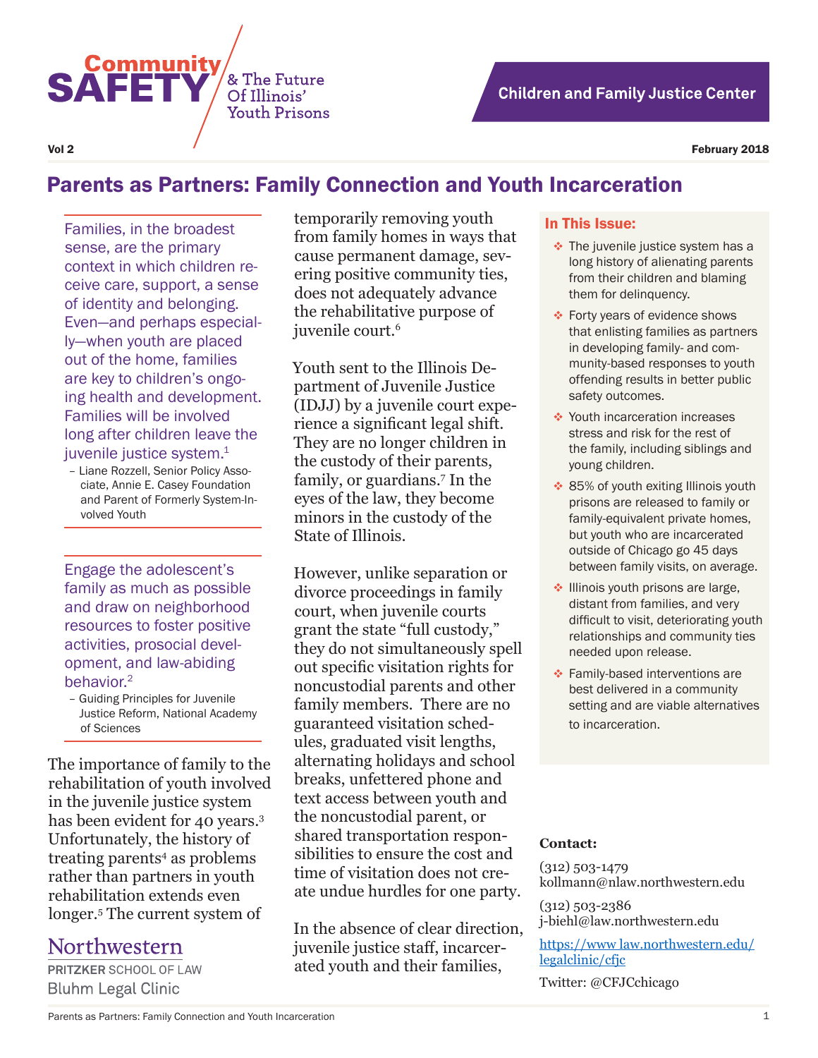# Community SAFETY & The Future Of Illinois' Youth Prisons

**Children and Family Justice Center**

Vol 2

February 2018

## Parents as Partners: Family Connection and Youth Incarceration

> Families, in the broadest sense, are the primary context in which children receive care, support, a sense of identity and belonging. Even—and perhaps especially—when youth are placed out of the home, families are key to children's ongoing health and development. Families will be involved long after children leave the juvenile justice system.[1]
>
> – Liane Rozzell, Senior Policy Associate, Annie E. Casey Foundation and Parent of Formerly System-Involved Youth

> Engage the adolescent's family as much as possible and draw on neighborhood resources to foster positive activities, prosocial development, and law-abiding behavior.[2]
>
> – Guiding Principles for Juvenile Justice Reform, National Academy of Sciences

The importance of family to the rehabilitation of youth involved in the juvenile justice system has been evident for 40 years.[3] Unfortunately, the history of treating parents[4] as problems rather than partners in youth rehabilitation extends even longer.[5] The current system of temporarily removing youth from family homes in ways that cause permanent damage, severing positive community ties, does not adequately advance the rehabilitative purpose of juvenile court.[6]

Youth sent to the Illinois Department of Juvenile Justice (IDJJ) by a juvenile court experience a significant legal shift. They are no longer children in the custody of their parents, family, or guardians.[7] In the eyes of the law, they become minors in the custody of the State of Illinois.

However, unlike separation or divorce proceedings in family court, when juvenile courts grant the state "full custody," they do not simultaneously spell out specific visitation rights for noncustodial parents and other family members. There are no guaranteed visitation schedules, graduated visit lengths, alternating holidays and school breaks, unfettered phone and text access between youth and the noncustodial parent, or shared transportation responsibilities to ensure the cost and time of visitation does not create undue hurdles for one party.

In the absence of clear direction, juvenile justice staff, incarcerated youth and their families,

### In This Issue:

- The juvenile justice system has a long history of alienating parents from their children and blaming them for delinquency.
- Forty years of evidence shows that enlisting families as partners in developing family- and community-based responses to youth offending results in better public safety outcomes.
- Youth incarceration increases stress and risk for the rest of the family, including siblings and young children.
- 85% of youth exiting Illinois youth prisons are released to family or family-equivalent private homes, but youth who are incarcerated outside of Chicago go 45 days between family visits, on average.
- Illinois youth prisons are large, distant from families, and very difficult to visit, deteriorating youth relationships and community ties needed upon release.
- Family-based interventions are best delivered in a community setting and are viable alternatives to incarceration.

**Contact:**

(312) 503-1479
kollmann@nlaw.northwestern.edu

(312) 503-2386
j-biehl@law.northwestern.edu

https://www law.northwestern.edu/legalclinic/cfjc

Twitter: @CFJCchicago

Northwestern PRITZKER SCHOOL OF LAW Bluhm Legal Clinic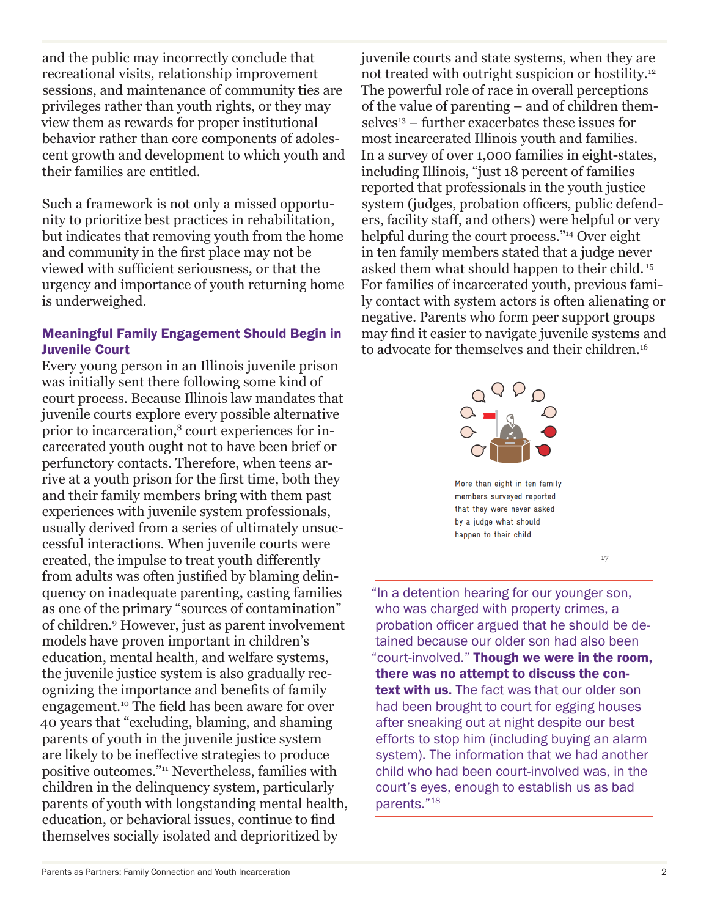and the public may incorrectly conclude that recreational visits, relationship improvement sessions, and maintenance of community ties are privileges rather than youth rights, or they may view them as rewards for proper institutional behavior rather than core components of adolescent growth and development to which youth and their families are entitled.

Such a framework is not only a missed opportunity to prioritize best practices in rehabilitation, but indicates that removing youth from the home and community in the first place may not be viewed with sufficient seriousness, or that the urgency and importance of youth returning home is underweighed.

### Meaningful Family Engagement Should Begin in Juvenile Court

Every young person in an Illinois juvenile prison was initially sent there following some kind of court process. Because Illinois law mandates that juvenile courts explore every possible alternative prior to incarceration,[8] court experiences for incarcerated youth ought not to have been brief or perfunctory contacts. Therefore, when teens arrive at a youth prison for the first time, both they and their family members bring with them past experiences with juvenile system professionals, usually derived from a series of ultimately unsuccessful interactions. When juvenile courts were created, the impulse to treat youth differently from adults was often justified by blaming delinquency on inadequate parenting, casting families as one of the primary "sources of contamination" of children.[9] However, just as parent involvement models have proven important in children's education, mental health, and welfare systems, the juvenile justice system is also gradually recognizing the importance and benefits of family engagement.[10] The field has been aware for over 40 years that "excluding, blaming, and shaming parents of youth in the juvenile justice system are likely to be ineffective strategies to produce positive outcomes."[11] Nevertheless, families with children in the delinquency system, particularly parents of youth with longstanding mental health, education, or behavioral issues, continue to find themselves socially isolated and deprioritized by juvenile courts and state systems, when they are not treated with outright suspicion or hostility.[12] The powerful role of race in overall perceptions of the value of parenting – and of children themselves[13] – further exacerbates these issues for most incarcerated Illinois youth and families. In a survey of over 1,000 families in eight-states, including Illinois, "just 18 percent of families reported that professionals in the youth justice system (judges, probation officers, public defenders, facility staff, and others) were helpful or very helpful during the court process."[14] Over eight in ten family members stated that a judge never asked them what should happen to their child.[15] For families of incarcerated youth, previous family contact with system actors is often alienating or negative. Parents who form peer support groups may find it easier to navigate juvenile systems and to advocate for themselves and their children.[16]

More than eight in ten family members surveyed reported that they were never asked by a judge what should happen to their child.

[17]

"In a detention hearing for our younger son, who was charged with property crimes, a probation officer argued that he should be detained because our older son had also been "court-involved." **Though we were in the room, there was no attempt to discuss the context with us.** The fact was that our older son had been brought to court for egging houses after sneaking out at night despite our best efforts to stop him (including buying an alarm system). The information that we had another child who had been court-involved was, in the court's eyes, enough to establish us as bad parents."[18]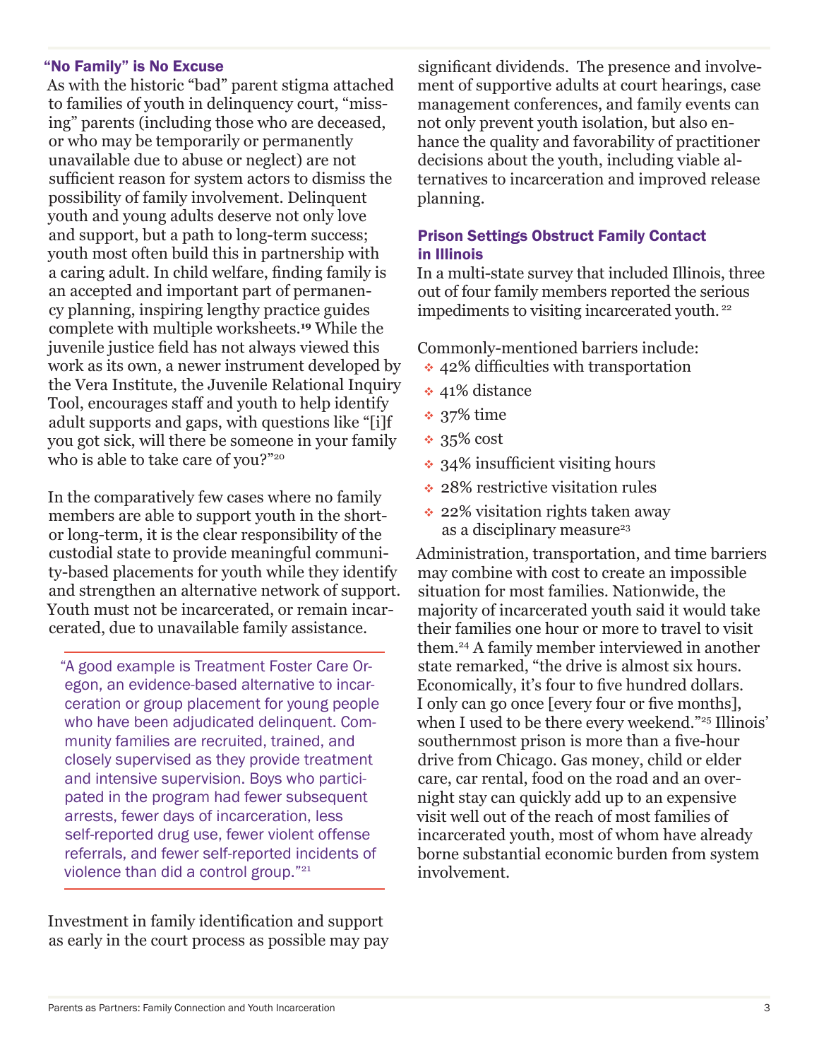### "No Family" is No Excuse

As with the historic "bad" parent stigma attached to families of youth in delinquency court, "missing" parents (including those who are deceased, or who may be temporarily or permanently unavailable due to abuse or neglect) are not sufficient reason for system actors to dismiss the possibility of family involvement. Delinquent youth and young adults deserve not only love and support, but a path to long-term success; youth most often build this in partnership with a caring adult. In child welfare, finding family is an accepted and important part of permanency planning, inspiring lengthy practice guides complete with multiple worksheets.[19] While the juvenile justice field has not always viewed this work as its own, a newer instrument developed by the Vera Institute, the Juvenile Relational Inquiry Tool, encourages staff and youth to help identify adult supports and gaps, with questions like "[i]f you got sick, will there be someone in your family who is able to take care of you?"[20]

In the comparatively few cases where no family members are able to support youth in the short- or long-term, it is the clear responsibility of the custodial state to provide meaningful community-based placements for youth while they identify and strengthen an alternative network of support. Youth must not be incarcerated, or remain incarcerated, due to unavailable family assistance.

> "A good example is Treatment Foster Care Oregon, an evidence-based alternative to incarceration or group placement for young people who have been adjudicated delinquent. Community families are recruited, trained, and closely supervised as they provide treatment and intensive supervision. Boys who participated in the program had fewer subsequent arrests, fewer days of incarceration, less self-reported drug use, fewer violent offense referrals, and fewer self-reported incidents of violence than did a control group."[21]

Investment in family identification and support as early in the court process as possible may pay significant dividends. The presence and involvement of supportive adults at court hearings, case management conferences, and family events can not only prevent youth isolation, but also enhance the quality and favorability of practitioner decisions about the youth, including viable alternatives to incarceration and improved release planning.

### Prison Settings Obstruct Family Contact in Illinois

In a multi-state survey that included Illinois, three out of four family members reported the serious impediments to visiting incarcerated youth.[22]

Commonly-mentioned barriers include:

- 42% difficulties with transportation
- 41% distance
- 37% time
- 35% cost
- 34% insufficient visiting hours
- 28% restrictive visitation rules
- 22% visitation rights taken away as a disciplinary measure[23]

Administration, transportation, and time barriers may combine with cost to create an impossible situation for most families. Nationwide, the majority of incarcerated youth said it would take their families one hour or more to travel to visit them.[24] A family member interviewed in another state remarked, "the drive is almost six hours. Economically, it's four to five hundred dollars. I only can go once [every four or five months], when I used to be there every weekend."[25] Illinois' southernmost prison is more than a five-hour drive from Chicago. Gas money, child or elder care, car rental, food on the road and an overnight stay can quickly add up to an expensive visit well out of the reach of most families of incarcerated youth, most of whom have already borne substantial economic burden from system involvement.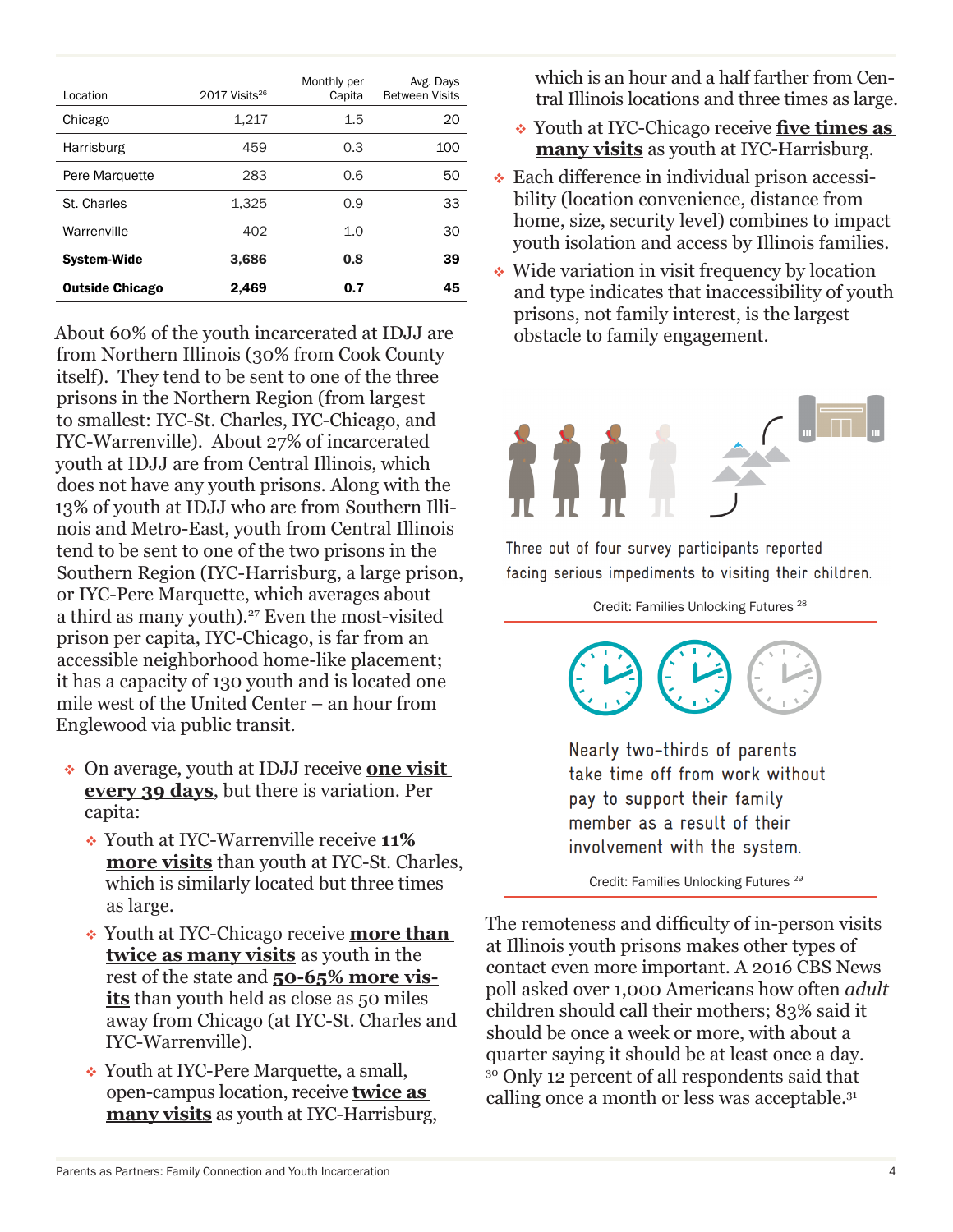| Location | 2017 Visits[26] | Monthly per Capita | Avg. Days Between Visits |
|---|---|---|---|
| Chicago | 1,217 | 1.5 | 20 |
| Harrisburg | 459 | 0.3 | 100 |
| Pere Marquette | 283 | 0.6 | 50 |
| St. Charles | 1,325 | 0.9 | 33 |
| Warrenville | 402 | 1.0 | 30 |
| **System-Wide** | **3,686** | **0.8** | **39** |
| **Outside Chicago** | **2,469** | **0.7** | **45** |

About 60% of the youth incarcerated at IDJJ are from Northern Illinois (30% from Cook County itself). They tend to be sent to one of the three prisons in the Northern Region (from largest to smallest: IYC-St. Charles, IYC-Chicago, and IYC-Warrenville). About 27% of incarcerated youth at IDJJ are from Central Illinois, which does not have any youth prisons. Along with the 13% of youth at IDJJ who are from Southern Illinois and Metro-East, youth from Central Illinois tend to be sent to one of the two prisons in the Southern Region (IYC-Harrisburg, a large prison, or IYC-Pere Marquette, which averages about a third as many youth).[27] Even the most-visited prison per capita, IYC-Chicago, is far from an accessible neighborhood home-like placement; it has a capacity of 130 youth and is located one mile west of the United Center – an hour from Englewood via public transit.

- On average, youth at IDJJ receive **one visit every 39 days**, but there is variation. Per capita:
  - Youth at IYC-Warrenville receive **11% more visits** than youth at IYC-St. Charles, which is similarly located but three times as large.
  - Youth at IYC-Chicago receive **more than twice as many visits** as youth in the rest of the state and **50-65% more visits** than youth held as close as 50 miles away from Chicago (at IYC-St. Charles and IYC-Warrenville).
  - Youth at IYC-Pere Marquette, a small, open-campus location, receive **twice as many visits** as youth at IYC-Harrisburg, which is an hour and a half farther from Central Illinois locations and three times as large.
  - Youth at IYC-Chicago receive **five times as many visits** as youth at IYC-Harrisburg.
- Each difference in individual prison accessibility (location convenience, distance from home, size, security level) combines to impact youth isolation and access by Illinois families.
- Wide variation in visit frequency by location and type indicates that inaccessibility of youth prisons, not family interest, is the largest obstacle to family engagement.

Three out of four survey participants reported facing serious impediments to visiting their children.

Credit: Families Unlocking Futures [28]

Nearly two-thirds of parents take time off from work without pay to support their family member as a result of their involvement with the system.

Credit: Families Unlocking Futures [29]

The remoteness and difficulty of in-person visits at Illinois youth prisons makes other types of contact even more important. A 2016 CBS News poll asked over 1,000 Americans how often *adult* children should call their mothers; 83% said it should be once a week or more, with about a quarter saying it should be at least once a day.[30] Only 12 percent of all respondents said that calling once a month or less was acceptable.[31]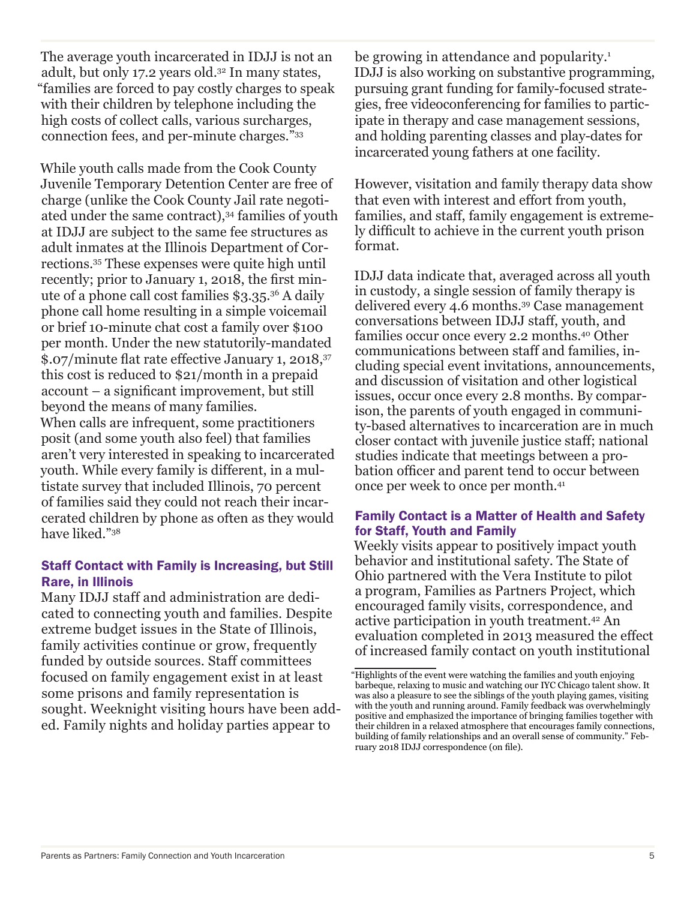The average youth incarcerated in IDJJ is not an adult, but only 17.2 years old.[32] In many states, "families are forced to pay costly charges to speak with their children by telephone including the high costs of collect calls, various surcharges, connection fees, and per-minute charges."[33]

While youth calls made from the Cook County Juvenile Temporary Detention Center are free of charge (unlike the Cook County Jail rate negotiated under the same contract),[34] families of youth at IDJJ are subject to the same fee structures as adult inmates at the Illinois Department of Corrections.[35] These expenses were quite high until recently; prior to January 1, 2018, the first minute of a phone call cost families $3.35.[36] A daily phone call home resulting in a simple voicemail or brief 10-minute chat cost a family over $100 per month. Under the new statutorily-mandated $.07/minute flat rate effective January 1, 2018,[37] this cost is reduced to $21/month in a prepaid account – a significant improvement, but still beyond the means of many families.

When calls are infrequent, some practitioners posit (and some youth also feel) that families aren't very interested in speaking to incarcerated youth. While every family is different, in a multistate survey that included Illinois, 70 percent of families said they could not reach their incarcerated children by phone as often as they would have liked."[38]

## Staff Contact with Family is Increasing, but Still Rare, in Illinois

Many IDJJ staff and administration are dedicated to connecting youth and families. Despite extreme budget issues in the State of Illinois, family activities continue or grow, frequently funded by outside sources. Staff committees focused on family engagement exist in at least some prisons and family representation is sought. Weeknight visiting hours have been added. Family nights and holiday parties appear to be growing in attendance and popularity.[1] IDJJ is also working on substantive programming, pursuing grant funding for family-focused strategies, free videoconferencing for families to participate in therapy and case management sessions, and holding parenting classes and play-dates for incarcerated young fathers at one facility.

However, visitation and family therapy data show that even with interest and effort from youth, families, and staff, family engagement is extremely difficult to achieve in the current youth prison format.

IDJJ data indicate that, averaged across all youth in custody, a single session of family therapy is delivered every 4.6 months.[39] Case management conversations between IDJJ staff, youth, and families occur once every 2.2 months.[40] Other communications between staff and families, including special event invitations, announcements, and discussion of visitation and other logistical issues, occur once every 2.8 months. By comparison, the parents of youth engaged in community-based alternatives to incarceration are in much closer contact with juvenile justice staff; national studies indicate that meetings between a probation officer and parent tend to occur between once per week to once per month.[41]

## Family Contact is a Matter of Health and Safety for Staff, Youth and Family

Weekly visits appear to positively impact youth behavior and institutional safety. The State of Ohio partnered with the Vera Institute to pilot a program, Families as Partners Project, which encouraged family visits, correspondence, and active participation in youth treatment.[42] An evaluation completed in 2013 measured the effect of increased family contact on youth institutional

---

[1] "Highlights of the event were watching the families and youth enjoying barbeque, relaxing to music and watching our IYC Chicago talent show. It was also a pleasure to see the siblings of the youth playing games, visiting with the youth and running around. Family feedback was overwhelmingly positive and emphasized the importance of bringing families together with their children in a relaxed atmosphere that encourages family connections, building of family relationships and an overall sense of community." February 2018 IDJJ correspondence (on file).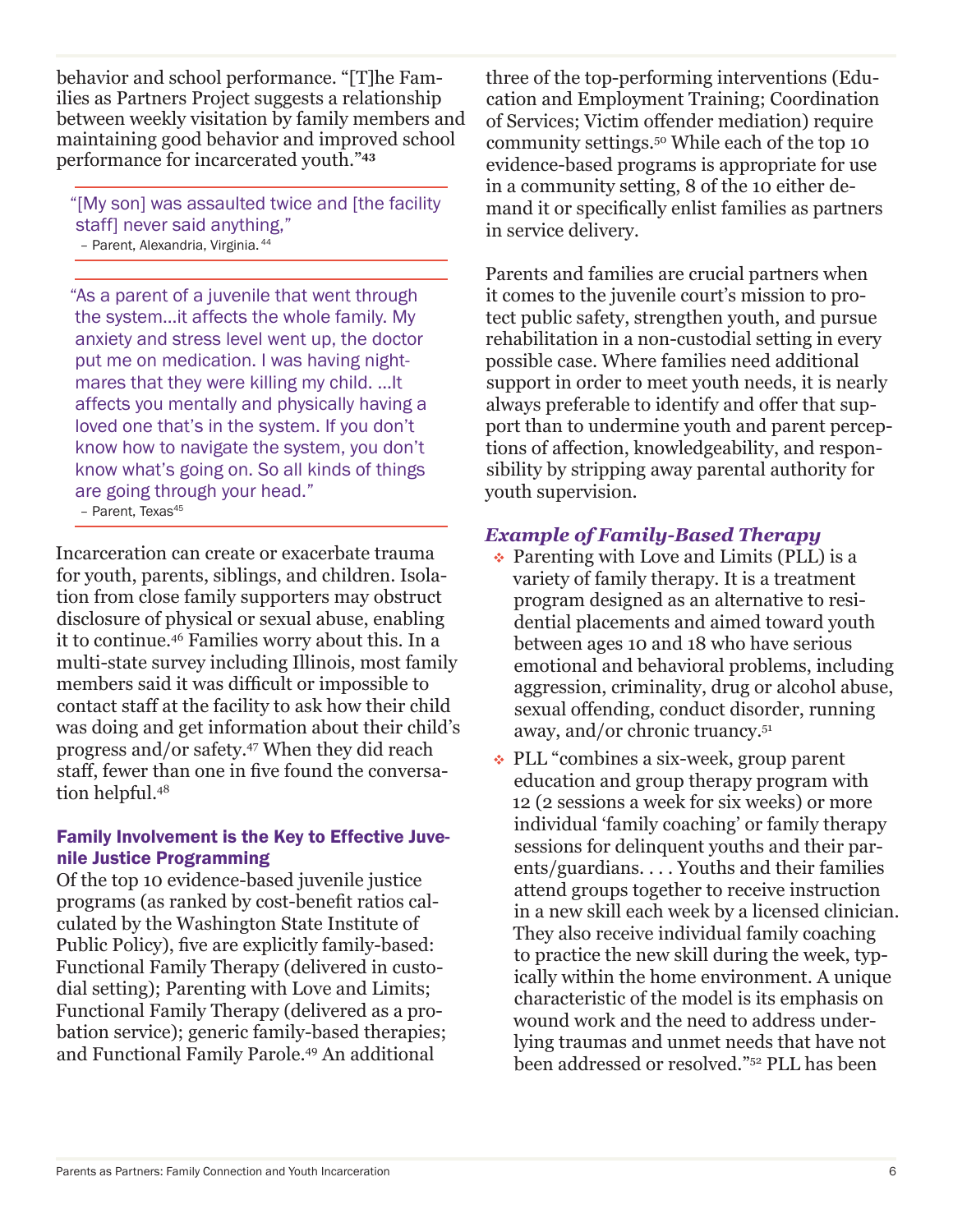behavior and school performance. "[T]he Families as Partners Project suggests a relationship between weekly visitation by family members and maintaining good behavior and improved school performance for incarcerated youth."[43]

> "[My son] was assaulted twice and [the facility staff] never said anything,"
> – Parent, Alexandria, Virginia.[44]

> "As a parent of a juvenile that went through the system…it affects the whole family. My anxiety and stress level went up, the doctor put me on medication. I was having nightmares that they were killing my child. …It affects you mentally and physically having a loved one that's in the system. If you don't know how to navigate the system, you don't know what's going on. So all kinds of things are going through your head."
> – Parent, Texas[45]

Incarceration can create or exacerbate trauma for youth, parents, siblings, and children. Isolation from close family supporters may obstruct disclosure of physical or sexual abuse, enabling it to continue.[46] Families worry about this. In a multi-state survey including Illinois, most family members said it was difficult or impossible to contact staff at the facility to ask how their child was doing and get information about their child's progress and/or safety.[47] When they did reach staff, fewer than one in five found the conversation helpful.[48]

### Family Involvement is the Key to Effective Juvenile Justice Programming

Of the top 10 evidence-based juvenile justice programs (as ranked by cost-benefit ratios calculated by the Washington State Institute of Public Policy), five are explicitly family-based: Functional Family Therapy (delivered in custodial setting); Parenting with Love and Limits; Functional Family Therapy (delivered as a probation service); generic family-based therapies; and Functional Family Parole.[49] An additional three of the top-performing interventions (Education and Employment Training; Coordination of Services; Victim offender mediation) require community settings.[50] While each of the top 10 evidence-based programs is appropriate for use in a community setting, 8 of the 10 either demand it or specifically enlist families as partners in service delivery.

Parents and families are crucial partners when it comes to the juvenile court's mission to protect public safety, strengthen youth, and pursue rehabilitation in a non-custodial setting in every possible case. Where families need additional support in order to meet youth needs, it is nearly always preferable to identify and offer that support than to undermine youth and parent perceptions of affection, knowledgeability, and responsibility by stripping away parental authority for youth supervision.

### *Example of Family-Based Therapy*

- Parenting with Love and Limits (PLL) is a variety of family therapy. It is a treatment program designed as an alternative to residential placements and aimed toward youth between ages 10 and 18 who have serious emotional and behavioral problems, including aggression, criminality, drug or alcohol abuse, sexual offending, conduct disorder, running away, and/or chronic truancy.[51]
- PLL "combines a six-week, group parent education and group therapy program with 12 (2 sessions a week for six weeks) or more individual 'family coaching' or family therapy sessions for delinquent youths and their parents/guardians. . . . Youths and their families attend groups together to receive instruction in a new skill each week by a licensed clinician. They also receive individual family coaching to practice the new skill during the week, typically within the home environment. A unique characteristic of the model is its emphasis on wound work and the need to address underlying traumas and unmet needs that have not been addressed or resolved."[52] PLL has been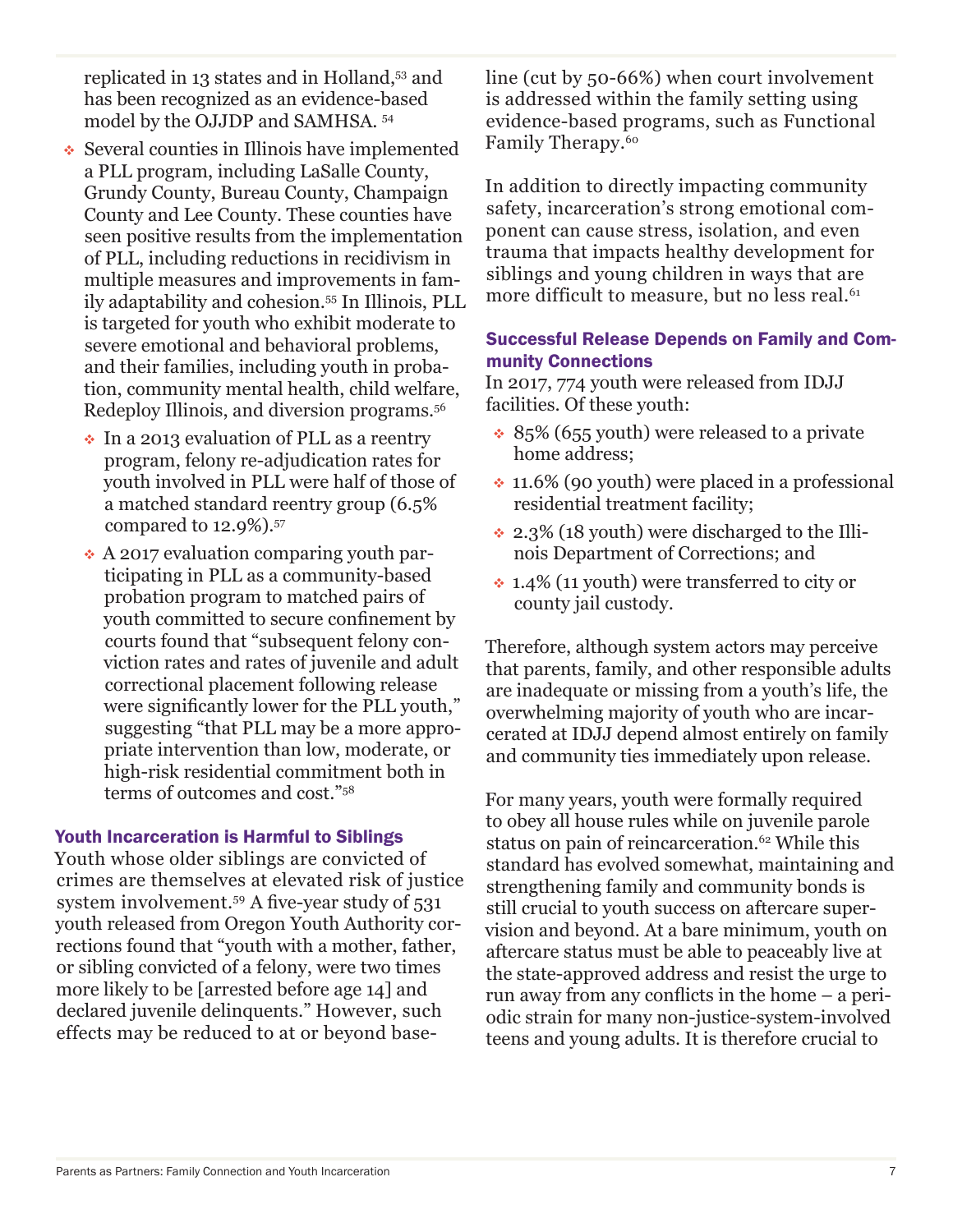replicated in 13 states and in Holland,[53] and has been recognized as an evidence-based model by the OJJDP and SAMHSA. [54]

- Several counties in Illinois have implemented a PLL program, including LaSalle County, Grundy County, Bureau County, Champaign County and Lee County. These counties have seen positive results from the implementation of PLL, including reductions in recidivism in multiple measures and improvements in family adaptability and cohesion.[55] In Illinois, PLL is targeted for youth who exhibit moderate to severe emotional and behavioral problems, and their families, including youth in probation, community mental health, child welfare, Redeploy Illinois, and diversion programs.[56]
  - In a 2013 evaluation of PLL as a reentry program, felony re-adjudication rates for youth involved in PLL were half of those of a matched standard reentry group (6.5% compared to 12.9%).[57]
  - A 2017 evaluation comparing youth participating in PLL as a community-based probation program to matched pairs of youth committed to secure confinement by courts found that "subsequent felony conviction rates and rates of juvenile and adult correctional placement following release were significantly lower for the PLL youth," suggesting "that PLL may be a more appropriate intervention than low, moderate, or high-risk residential commitment both in terms of outcomes and cost."[58]

### Youth Incarceration is Harmful to Siblings

Youth whose older siblings are convicted of crimes are themselves at elevated risk of justice system involvement.[59] A five-year study of 531 youth released from Oregon Youth Authority corrections found that "youth with a mother, father, or sibling convicted of a felony, were two times more likely to be [arrested before age 14] and declared juvenile delinquents." However, such effects may be reduced to at or beyond baseline (cut by 50-66%) when court involvement is addressed within the family setting using evidence-based programs, such as Functional Family Therapy.[60]

In addition to directly impacting community safety, incarceration's strong emotional component can cause stress, isolation, and even trauma that impacts healthy development for siblings and young children in ways that are more difficult to measure, but no less real.[61]

### Successful Release Depends on Family and Community Connections

In 2017, 774 youth were released from IDJJ facilities. Of these youth:

- 85% (655 youth) were released to a private home address;
- 11.6% (90 youth) were placed in a professional residential treatment facility;
- 2.3% (18 youth) were discharged to the Illinois Department of Corrections; and
- 1.4% (11 youth) were transferred to city or county jail custody.

Therefore, although system actors may perceive that parents, family, and other responsible adults are inadequate or missing from a youth's life, the overwhelming majority of youth who are incarcerated at IDJJ depend almost entirely on family and community ties immediately upon release.

For many years, youth were formally required to obey all house rules while on juvenile parole status on pain of reincarceration.[62] While this standard has evolved somewhat, maintaining and strengthening family and community bonds is still crucial to youth success on aftercare supervision and beyond. At a bare minimum, youth on aftercare status must be able to peaceably live at the state-approved address and resist the urge to run away from any conflicts in the home – a periodic strain for many non-justice-system-involved teens and young adults. It is therefore crucial to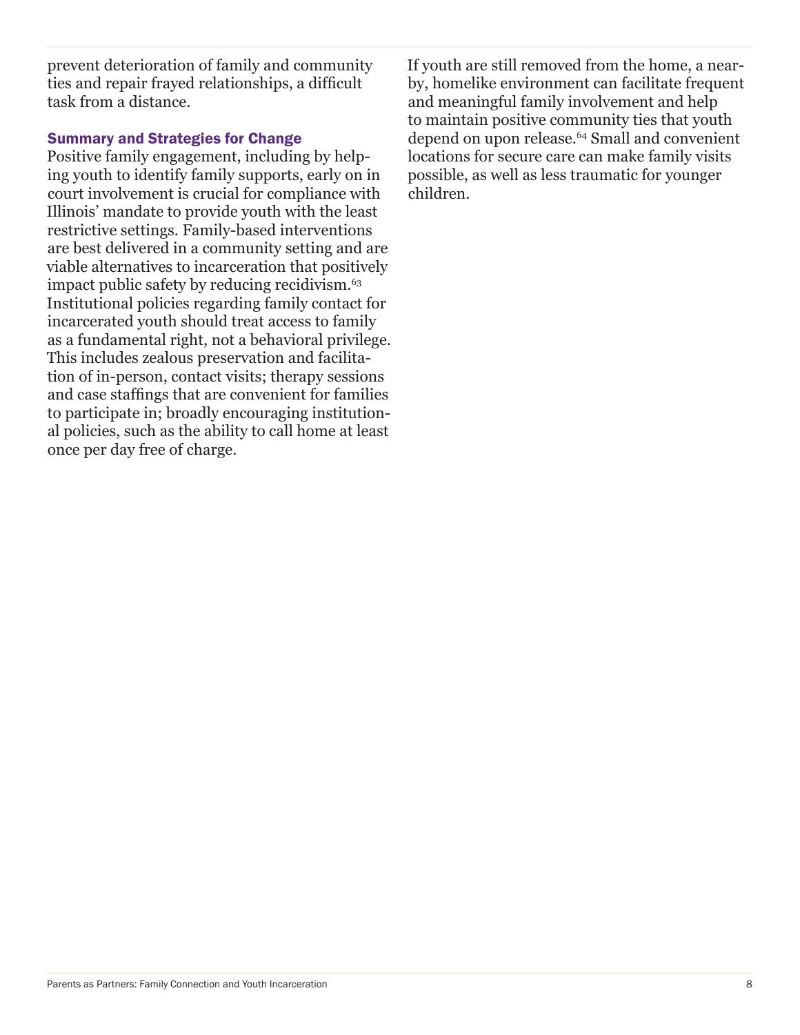prevent deterioration of family and community ties and repair frayed relationships, a difficult task from a distance.

### Summary and Strategies for Change

Positive family engagement, including by helping youth to identify family supports, early on in court involvement is crucial for compliance with Illinois' mandate to provide youth with the least restrictive settings. Family-based interventions are best delivered in a community setting and are viable alternatives to incarceration that positively impact public safety by reducing recidivism.[63] Institutional policies regarding family contact for incarcerated youth should treat access to family as a fundamental right, not a behavioral privilege. This includes zealous preservation and facilitation of in-person, contact visits; therapy sessions and case staffings that are convenient for families to participate in; broadly encouraging institutional policies, such as the ability to call home at least once per day free of charge.

If youth are still removed from the home, a nearby, homelike environment can facilitate frequent and meaningful family involvement and help to maintain positive community ties that youth depend on upon release.[64] Small and convenient locations for secure care can make family visits possible, as well as less traumatic for younger children.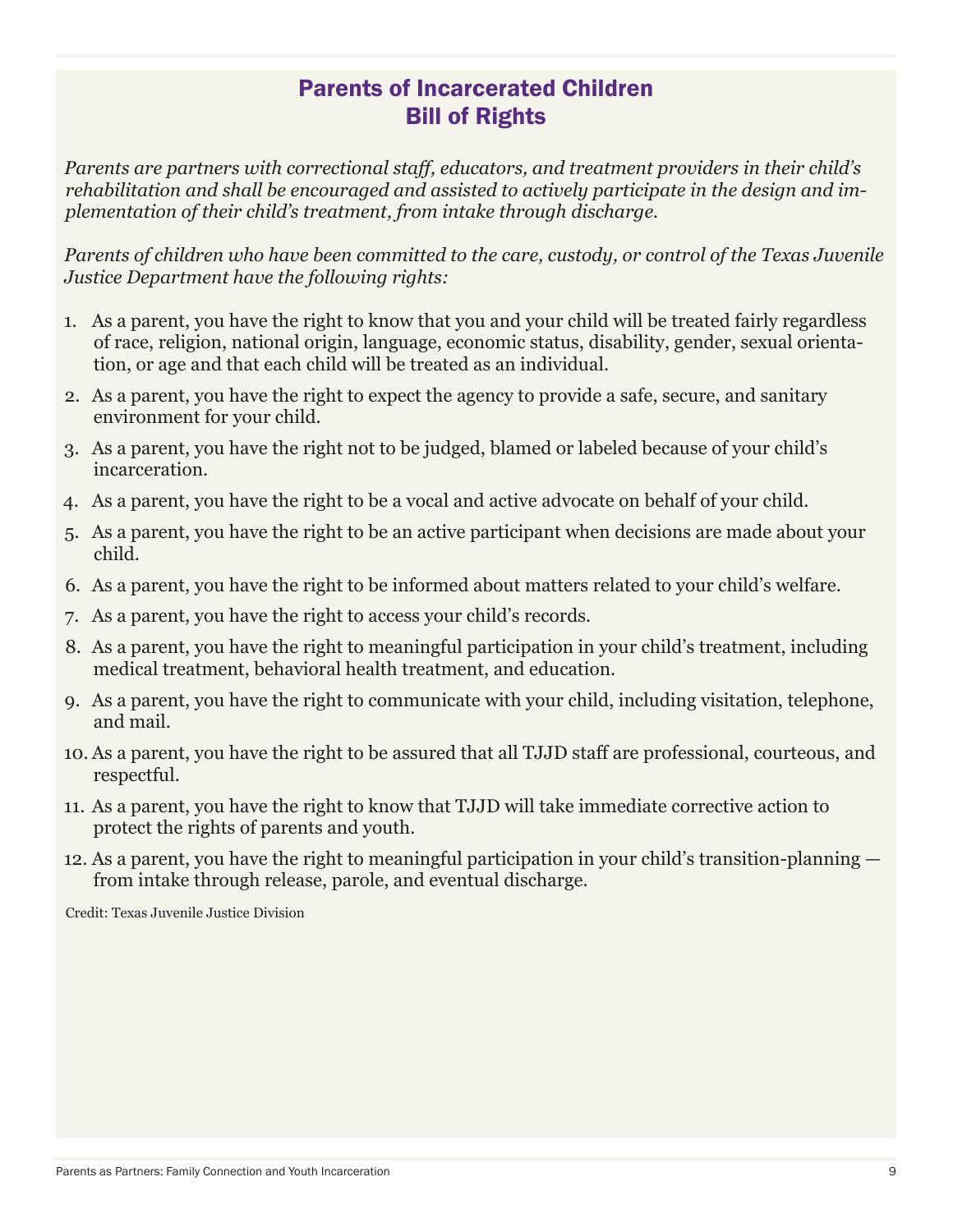## Parents of Incarcerated Children
## Bill of Rights

*Parents are partners with correctional staff, educators, and treatment providers in their child's rehabilitation and shall be encouraged and assisted to actively participate in the design and implementation of their child's treatment, from intake through discharge.*

*Parents of children who have been committed to the care, custody, or control of the Texas Juvenile Justice Department have the following rights:*

1. As a parent, you have the right to know that you and your child will be treated fairly regardless of race, religion, national origin, language, economic status, disability, gender, sexual orientation, or age and that each child will be treated as an individual.
2. As a parent, you have the right to expect the agency to provide a safe, secure, and sanitary environment for your child.
3. As a parent, you have the right not to be judged, blamed or labeled because of your child's incarceration.
4. As a parent, you have the right to be a vocal and active advocate on behalf of your child.
5. As a parent, you have the right to be an active participant when decisions are made about your child.
6. As a parent, you have the right to be informed about matters related to your child's welfare.
7. As a parent, you have the right to access your child's records.
8. As a parent, you have the right to meaningful participation in your child's treatment, including medical treatment, behavioral health treatment, and education.
9. As a parent, you have the right to communicate with your child, including visitation, telephone, and mail.
10. As a parent, you have the right to be assured that all TJJD staff are professional, courteous, and respectful.
11. As a parent, you have the right to know that TJJD will take immediate corrective action to protect the rights of parents and youth.
12. As a parent, you have the right to meaningful participation in your child's transition-planning — from intake through release, parole, and eventual discharge.

Credit: Texas Juvenile Justice Division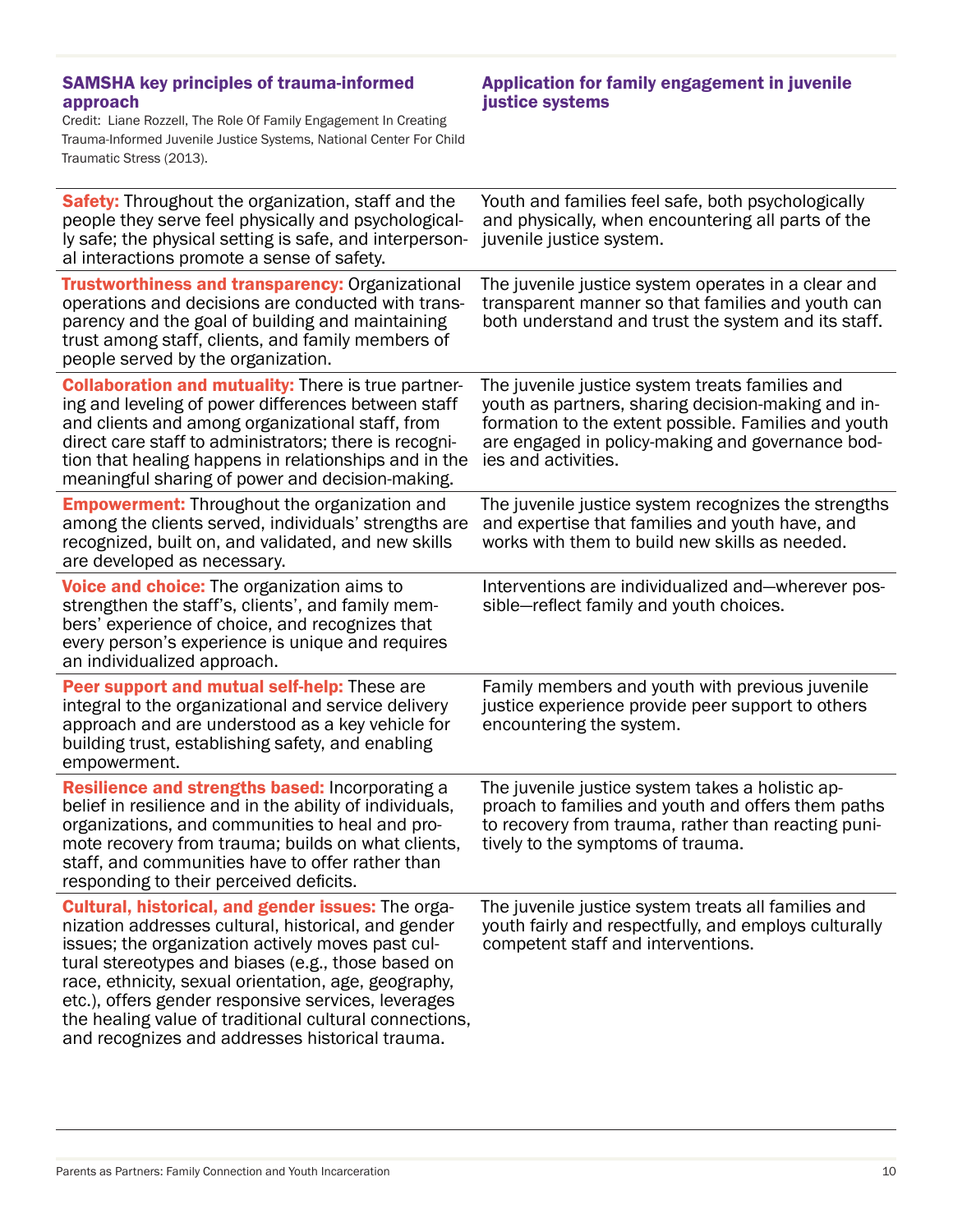| SAMSHA key principles of trauma-informed approach<br>Credit: Liane Rozzell, The Role Of Family Engagement In Creating Trauma-Informed Juvenile Justice Systems, National Center For Child Traumatic Stress (2013). | Application for family engagement in juvenile justice systems |
|---|---|
| **Safety:** Throughout the organization, staff and the people they serve feel physically and psychologically safe; the physical setting is safe, and interpersonal interactions promote a sense of safety. | Youth and families feel safe, both psychologically and physically, when encountering all parts of the juvenile justice system. |
| **Trustworthiness and transparency:** Organizational operations and decisions are conducted with transparency and the goal of building and maintaining trust among staff, clients, and family members of people served by the organization. | The juvenile justice system operates in a clear and transparent manner so that families and youth can both understand and trust the system and its staff. |
| **Collaboration and mutuality:** There is true partnering and leveling of power differences between staff and clients and among organizational staff, from direct care staff to administrators; there is recognition that healing happens in relationships and in the meaningful sharing of power and decision-making. | The juvenile justice system treats families and youth as partners, sharing decision-making and information to the extent possible. Families and youth are engaged in policy-making and governance bodies and activities. |
| **Empowerment:** Throughout the organization and among the clients served, individuals' strengths are recognized, built on, and validated, and new skills are developed as necessary. | The juvenile justice system recognizes the strengths and expertise that families and youth have, and works with them to build new skills as needed. |
| **Voice and choice:** The organization aims to strengthen the staff's, clients', and family members' experience of choice, and recognizes that every person's experience is unique and requires an individualized approach. | Interventions are individualized and—wherever possible—reflect family and youth choices. |
| **Peer support and mutual self-help:** These are integral to the organizational and service delivery approach and are understood as a key vehicle for building trust, establishing safety, and enabling empowerment. | Family members and youth with previous juvenile justice experience provide peer support to others encountering the system. |
| **Resilience and strengths based:** Incorporating a belief in resilience and in the ability of individuals, organizations, and communities to heal and promote recovery from trauma; builds on what clients, staff, and communities have to offer rather than responding to their perceived deficits. | The juvenile justice system takes a holistic approach to families and youth and offers them paths to recovery from trauma, rather than reacting punitively to the symptoms of trauma. |
| **Cultural, historical, and gender issues:** The organization addresses cultural, historical, and gender issues; the organization actively moves past cultural stereotypes and biases (e.g., those based on race, ethnicity, sexual orientation, age, geography, etc.), offers gender responsive services, leverages the healing value of traditional cultural connections, and recognizes and addresses historical trauma. | The juvenile justice system treats all families and youth fairly and respectfully, and employs culturally competent staff and interventions. |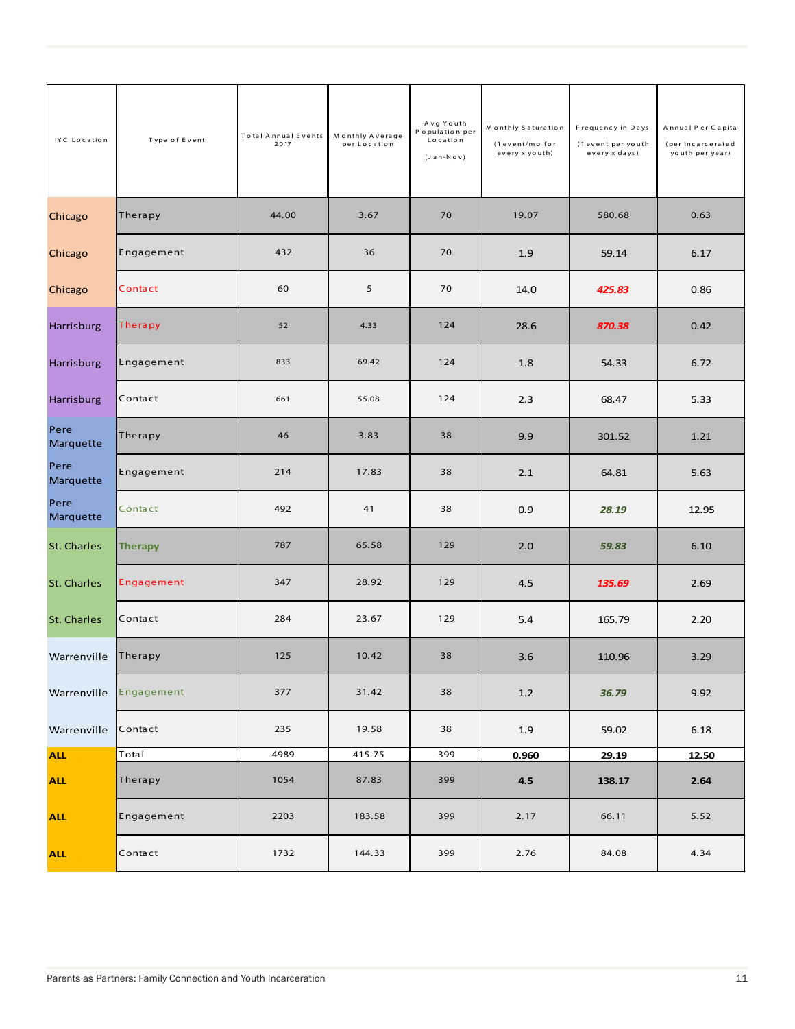| IYC Location | Type of Event | Total Annual Events 2017 | Monthly Average per Location | Avg Youth Population per Location (Jan-Nov) | Monthly Saturation (1 event/mo for every x youth) | Frequency in Days (1 event per youth every x days) | Annual Per Capita (per incarcerated youth per year) |
|---|---|---|---|---|---|---|---|
| Chicago | Therapy | 44.00 | 3.67 | 70 | 19.07 | 580.68 | 0.63 |
| Chicago | Engagement | 432 | 36 | 70 | 1.9 | 59.14 | 6.17 |
| Chicago | Contact | 60 | 5 | 70 | 14.0 | ***425.83*** | 0.86 |
| Harrisburg | Therapy | 52 | 4.33 | 124 | 28.6 | ***870.38*** | 0.42 |
| Harrisburg | Engagement | 833 | 69.42 | 124 | 1.8 | 54.33 | 6.72 |
| Harrisburg | Contact | 661 | 55.08 | 124 | 2.3 | 68.47 | 5.33 |
| Pere Marquette | Therapy | 46 | 3.83 | 38 | 9.9 | 301.52 | 1.21 |
| Pere Marquette | Engagement | 214 | 17.83 | 38 | 2.1 | 64.81 | 5.63 |
| Pere Marquette | Contact | 492 | 41 | 38 | 0.9 | ***28.19*** | 12.95 |
| St. Charles | **Therapy** | 787 | 65.58 | 129 | 2.0 | ***59.83*** | 6.10 |
| St. Charles | Engagement | 347 | 28.92 | 129 | 4.5 | ***135.69*** | 2.69 |
| St. Charles | Contact | 284 | 23.67 | 129 | 5.4 | 165.79 | 2.20 |
| Warrenville | Therapy | 125 | 10.42 | 38 | 3.6 | 110.96 | 3.29 |
| Warrenville | Engagement | 377 | 31.42 | 38 | 1.2 | ***36.79*** | 9.92 |
| Warrenville | Contact | 235 | 19.58 | 38 | 1.9 | 59.02 | 6.18 |
| **ALL** | Total | 4989 | 415.75 | 399 | **0.960** | **29.19** | **12.50** |
| **ALL** | Therapy | 1054 | 87.83 | 399 | **4.5** | **138.17** | **2.64** |
| **ALL** | Engagement | 2203 | 183.58 | 399 | 2.17 | 66.11 | 5.52 |
| **ALL** | Contact | 1732 | 144.33 | 399 | 2.76 | 84.08 | 4.34 |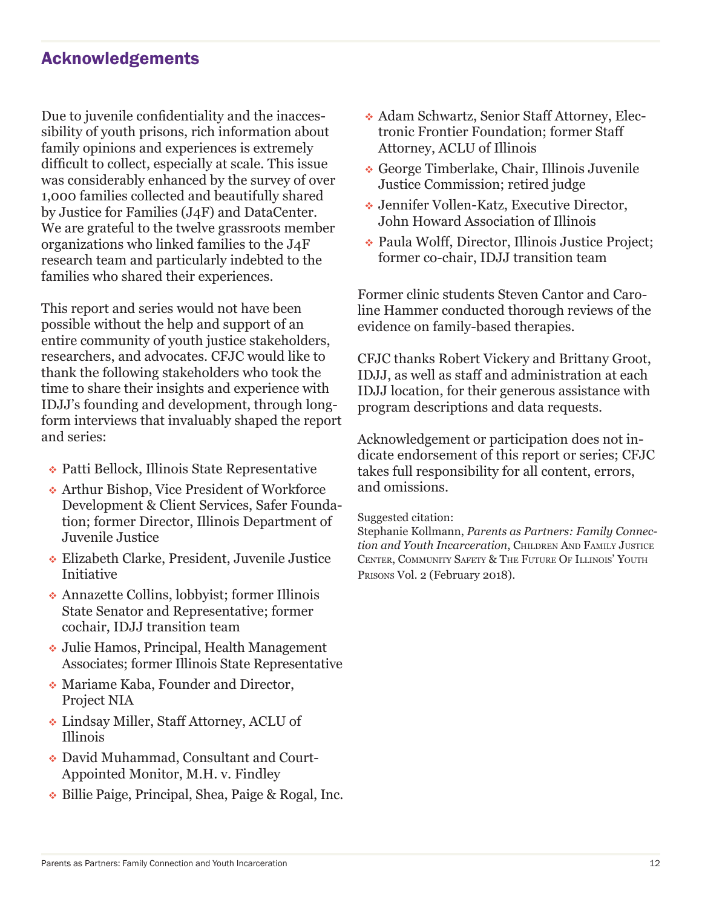## Acknowledgements

Due to juvenile confidentiality and the inaccessibility of youth prisons, rich information about family opinions and experiences is extremely difficult to collect, especially at scale. This issue was considerably enhanced by the survey of over 1,000 families collected and beautifully shared by Justice for Families (J4F) and DataCenter. We are grateful to the twelve grassroots member organizations who linked families to the J4F research team and particularly indebted to the families who shared their experiences.

This report and series would not have been possible without the help and support of an entire community of youth justice stakeholders, researchers, and advocates. CFJC would like to thank the following stakeholders who took the time to share their insights and experience with IDJJ's founding and development, through long-form interviews that invaluably shaped the report and series:

- Patti Bellock, Illinois State Representative
- Arthur Bishop, Vice President of Workforce Development & Client Services, Safer Foundation; former Director, Illinois Department of Juvenile Justice
- Elizabeth Clarke, President, Juvenile Justice Initiative
- Annazette Collins, lobbyist; former Illinois State Senator and Representative; former cochair, IDJJ transition team
- Julie Hamos, Principal, Health Management Associates; former Illinois State Representative
- Mariame Kaba, Founder and Director, Project NIA
- Lindsay Miller, Staff Attorney, ACLU of Illinois
- David Muhammad, Consultant and Court-Appointed Monitor, M.H. v. Findley
- Billie Paige, Principal, Shea, Paige & Rogal, Inc.
- Adam Schwartz, Senior Staff Attorney, Electronic Frontier Foundation; former Staff Attorney, ACLU of Illinois
- George Timberlake, Chair, Illinois Juvenile Justice Commission; retired judge
- Jennifer Vollen-Katz, Executive Director, John Howard Association of Illinois
- Paula Wolff, Director, Illinois Justice Project; former co-chair, IDJJ transition team

Former clinic students Steven Cantor and Caroline Hammer conducted thorough reviews of the evidence on family-based therapies.

CFJC thanks Robert Vickery and Brittany Groot, IDJJ, as well as staff and administration at each IDJJ location, for their generous assistance with program descriptions and data requests.

Acknowledgement or participation does not indicate endorsement of this report or series; CFJC takes full responsibility for all content, errors, and omissions.

Suggested citation:
Stephanie Kollmann, *Parents as Partners: Family Connection and Youth Incarceration*, Children And Family Justice Center, Community Safety & The Future Of Illinois' Youth Prisons Vol. 2 (February 2018).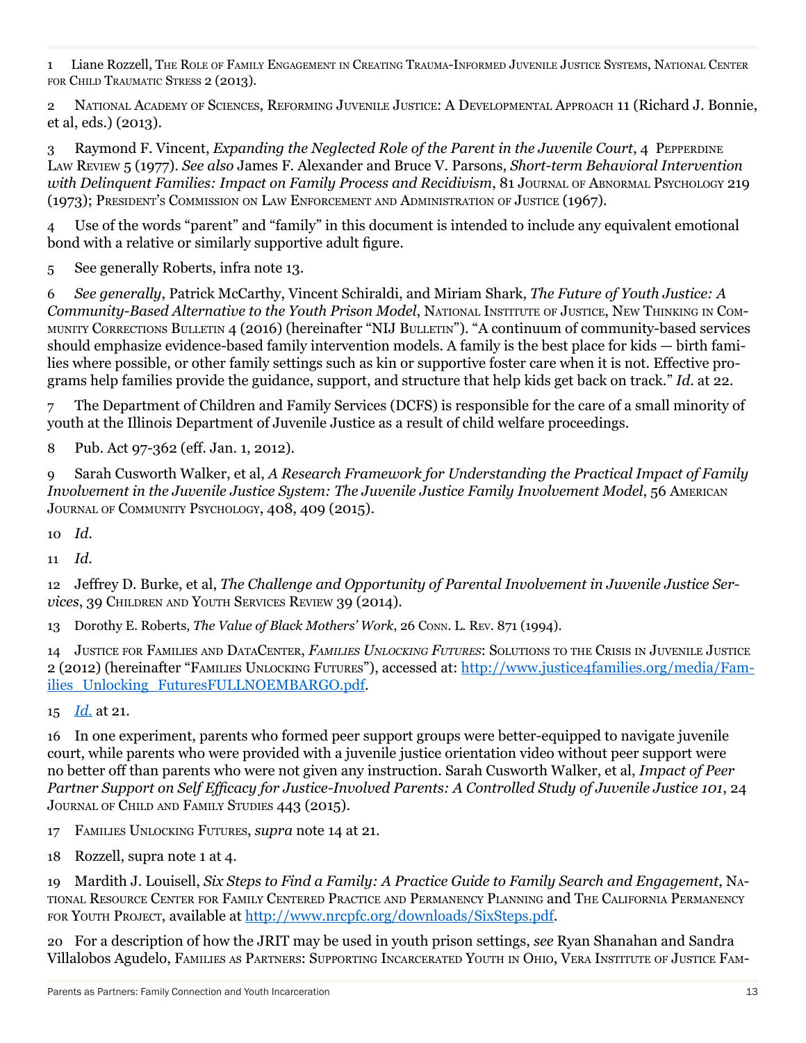1 Liane Rozzell, The Role of Family Engagement in Creating Trauma-Informed Juvenile Justice Systems, National Center for Child Traumatic Stress 2 (2013).

2 National Academy of Sciences, Reforming Juvenile Justice: A Developmental Approach 11 (Richard J. Bonnie, et al, eds.) (2013).

3 Raymond F. Vincent, *Expanding the Neglected Role of the Parent in the Juvenile Court*, 4 Pepperdine Law Review 5 (1977). *See also* James F. Alexander and Bruce V. Parsons, *Short-term Behavioral Intervention with Delinquent Families: Impact on Family Process and Recidivism*, 81 Journal of Abnormal Psychology 219 (1973); President's Commission on Law Enforcement and Administration of Justice (1967).

4 Use of the words "parent" and "family" in this document is intended to include any equivalent emotional bond with a relative or similarly supportive adult figure.

5 See generally Roberts, infra note 13.

6 *See generally*, Patrick McCarthy, Vincent Schiraldi, and Miriam Shark, *The Future of Youth Justice: A Community-Based Alternative to the Youth Prison Model*, National Institute of Justice, New Thinking in Community Corrections Bulletin 4 (2016) (hereinafter "NIJ Bulletin"). "A continuum of community-based services should emphasize evidence-based family intervention models. A family is the best place for kids — birth families where possible, or other family settings such as kin or supportive foster care when it is not. Effective programs help families provide the guidance, support, and structure that help kids get back on track." *Id.* at 22.

7 The Department of Children and Family Services (DCFS) is responsible for the care of a small minority of youth at the Illinois Department of Juvenile Justice as a result of child welfare proceedings.

8 Pub. Act 97-362 (eff. Jan. 1, 2012).

9 Sarah Cusworth Walker, et al, *A Research Framework for Understanding the Practical Impact of Family Involvement in the Juvenile Justice System: The Juvenile Justice Family Involvement Model*, 56 American Journal of Community Psychology, 408, 409 (2015).

10 *Id.*

11 *Id.*

12 Jeffrey D. Burke, et al, *The Challenge and Opportunity of Parental Involvement in Juvenile Justice Services*, 39 Children and Youth Services Review 39 (2014).

13 Dorothy E. Roberts, *The Value of Black Mothers' Work*, 26 Conn. L. Rev. 871 (1994).

14 Justice for Families and DataCenter, *Families Unlocking Futures*: Solutions to the Crisis in Juvenile Justice 2 (2012) (hereinafter "Families Unlocking Futures"), accessed at: http://www.justice4families.org/media/Families_Unlocking_FuturesFULLNOEMBARGO.pdf.

15 *Id.* at 21.

16 In one experiment, parents who formed peer support groups were better-equipped to navigate juvenile court, while parents who were provided with a juvenile justice orientation video without peer support were no better off than parents who were not given any instruction. Sarah Cusworth Walker, et al, *Impact of Peer Partner Support on Self Efficacy for Justice-Involved Parents: A Controlled Study of Juvenile Justice 101*, 24 Journal of Child and Family Studies 443 (2015).

17 Families Unlocking Futures, *supra* note 14 at 21.

18 Rozzell, supra note 1 at 4.

19 Mardith J. Louisell, *Six Steps to Find a Family: A Practice Guide to Family Search and Engagement*, National Resource Center for Family Centered Practice and Permanency Planning and The California Permanency for Youth Project, available at http://www.nrcpfc.org/downloads/SixSteps.pdf.

20 For a description of how the JRIT may be used in youth prison settings, *see* Ryan Shanahan and Sandra Villalobos Agudelo, Families as Partners: Supporting Incarcerated Youth in Ohio, Vera Institute of Justice Fam-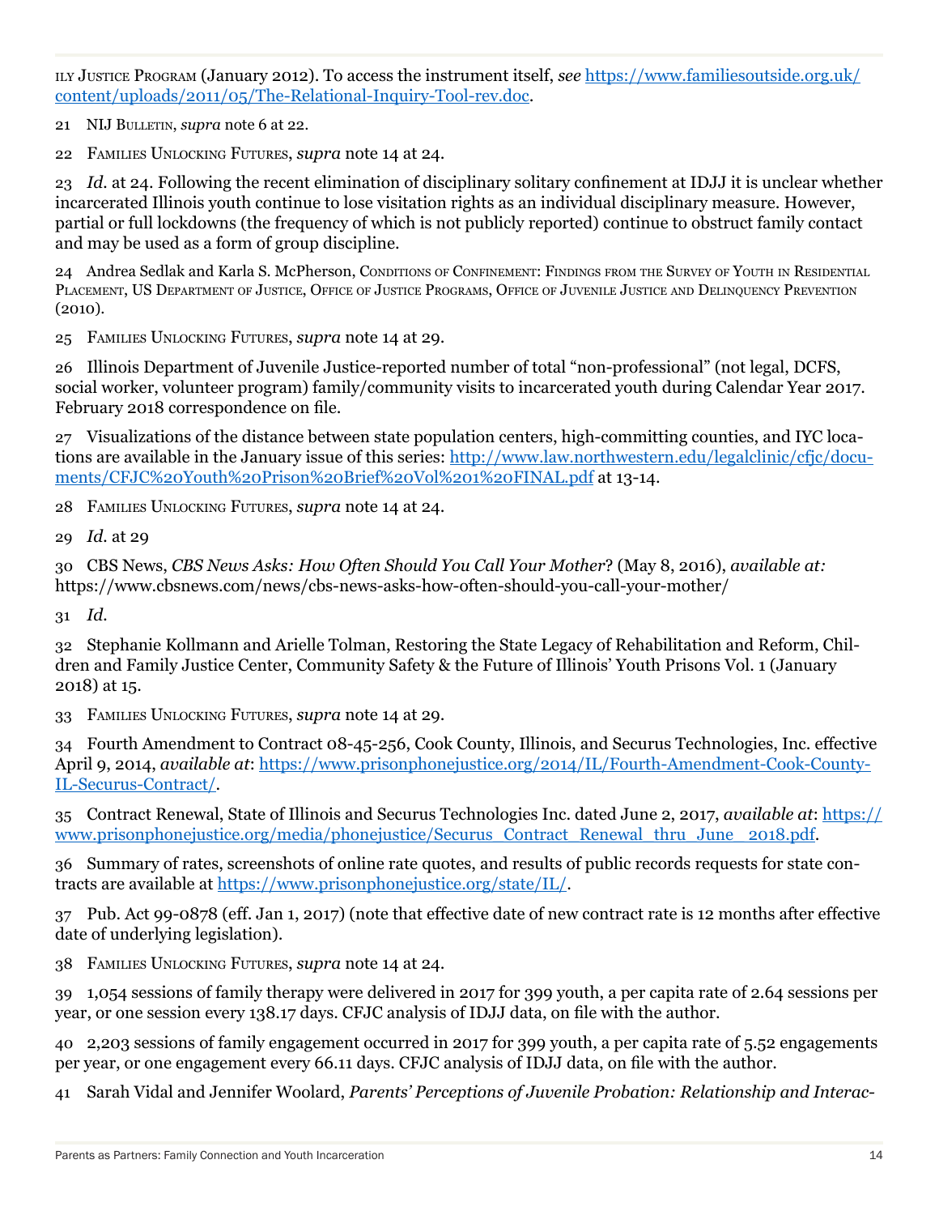ily Justice Program (January 2012). To access the instrument itself, *see* https://www.familiesoutside.org.uk/content/uploads/2011/05/The-Relational-Inquiry-Tool-rev.doc.

21 NIJ Bulletin, *supra* note 6 at 22.

22 Families Unlocking Futures, *supra* note 14 at 24.

23 *Id.* at 24. Following the recent elimination of disciplinary solitary confinement at IDJJ it is unclear whether incarcerated Illinois youth continue to lose visitation rights as an individual disciplinary measure. However, partial or full lockdowns (the frequency of which is not publicly reported) continue to obstruct family contact and may be used as a form of group discipline.

24 Andrea Sedlak and Karla S. McPherson, Conditions of Confinement: Findings from the Survey of Youth in Residential Placement, US Department of Justice, Office of Justice Programs, Office of Juvenile Justice and Delinquency Prevention (2010).

25 Families Unlocking Futures, *supra* note 14 at 29.

26 Illinois Department of Juvenile Justice-reported number of total "non-professional" (not legal, DCFS, social worker, volunteer program) family/community visits to incarcerated youth during Calendar Year 2017. February 2018 correspondence on file.

27 Visualizations of the distance between state population centers, high-committing counties, and IYC locations are available in the January issue of this series: http://www.law.northwestern.edu/legalclinic/cfjc/documents/CFJC%20Youth%20Prison%20Brief%20Vol%201%20FINAL.pdf at 13-14.

28 Families Unlocking Futures, *supra* note 14 at 24.

29 *Id.* at 29

30 CBS News, *CBS News Asks: How Often Should You Call Your Mother*? (May 8, 2016), *available at:* https://www.cbsnews.com/news/cbs-news-asks-how-often-should-you-call-your-mother/

31 *Id.*

32 Stephanie Kollmann and Arielle Tolman, Restoring the State Legacy of Rehabilitation and Reform, Children and Family Justice Center, Community Safety & the Future of Illinois' Youth Prisons Vol. 1 (January 2018) at 15.

33 Families Unlocking Futures, *supra* note 14 at 29.

34 Fourth Amendment to Contract 08-45-256, Cook County, Illinois, and Securus Technologies, Inc. effective April 9, 2014, *available at*: https://www.prisonphonejustice.org/2014/IL/Fourth-Amendment-Cook-County-IL-Securus-Contract/.

35 Contract Renewal, State of Illinois and Securus Technologies Inc. dated June 2, 2017, *available at*: https://www.prisonphonejustice.org/media/phonejustice/Securus_Contract_Renewal_thru_June__2018.pdf.

36 Summary of rates, screenshots of online rate quotes, and results of public records requests for state contracts are available at https://www.prisonphonejustice.org/state/IL/.

37 Pub. Act 99-0878 (eff. Jan 1, 2017) (note that effective date of new contract rate is 12 months after effective date of underlying legislation).

38 Families Unlocking Futures, *supra* note 14 at 24.

39 1,054 sessions of family therapy were delivered in 2017 for 399 youth, a per capita rate of 2.64 sessions per year, or one session every 138.17 days. CFJC analysis of IDJJ data, on file with the author.

40 2,203 sessions of family engagement occurred in 2017 for 399 youth, a per capita rate of 5.52 engagements per year, or one engagement every 66.11 days. CFJC analysis of IDJJ data, on file with the author.

41 Sarah Vidal and Jennifer Woolard, *Parents' Perceptions of Juvenile Probation: Relationship and Interac-*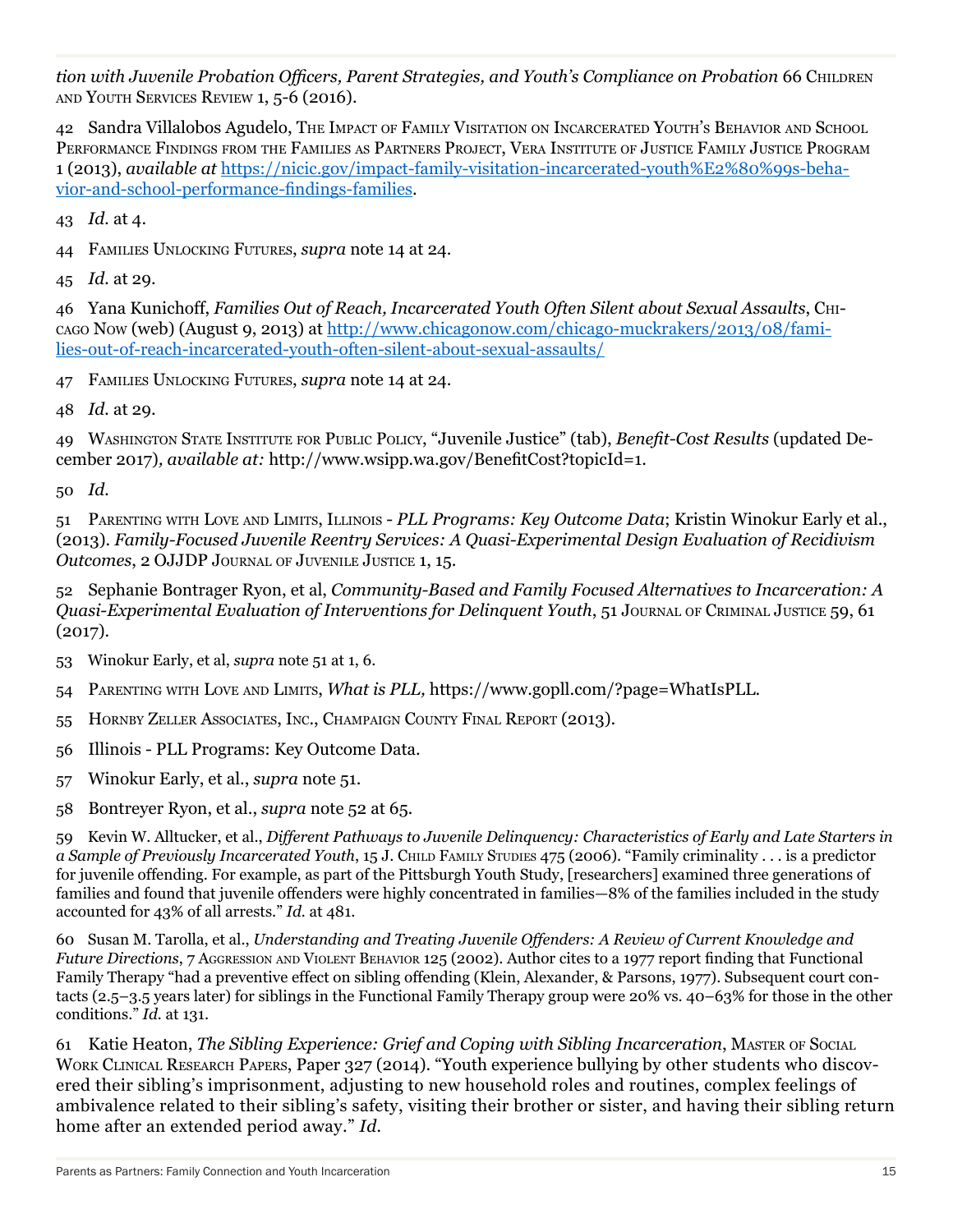*tion with Juvenile Probation Officers, Parent Strategies, and Youth's Compliance on Probation* 66 Children and Youth Services Review 1, 5-6 (2016).

42 Sandra Villalobos Agudelo, The Impact of Family Visitation on Incarcerated Youth's Behavior and School Performance Findings from the Families as Partners Project, Vera Institute of Justice Family Justice Program 1 (2013), *available at* [https://nicic.gov/impact-family-visitation-incarcerated-youth%E2%80%99s-behavior-and-school-performance-findings-families](https://nicic.gov/impact-family-visitation-incarcerated-youth%E2%80%99s-behavior-and-school-performance-findings-families).

43 *Id.* at 4.

44 Families Unlocking Futures, *supra* note 14 at 24.

45 *Id.* at 29.

46 Yana Kunichoff, *Families Out of Reach, Incarcerated Youth Often Silent about Sexual Assaults*, Chicago Now (web) (August 9, 2013) at [http://www.chicagonow.com/chicago-muckrakers/2013/08/families-out-of-reach-incarcerated-youth-often-silent-about-sexual-assaults/](http://www.chicagonow.com/chicago-muckrakers/2013/08/families-out-of-reach-incarcerated-youth-often-silent-about-sexual-assaults/)

47 Families Unlocking Futures, *supra* note 14 at 24.

48 *Id.* at 29.

49 Washington State Institute for Public Policy, "Juvenile Justice" (tab), *Benefit-Cost Results* (updated December 2017), *available at:* http://www.wsipp.wa.gov/BenefitCost?topicId=1.

50 *Id.*

51 Parenting with Love and Limits, Illinois - *PLL Programs: Key Outcome Data*; Kristin Winokur Early et al., (2013). *Family-Focused Juvenile Reentry Services: A Quasi-Experimental Design Evaluation of Recidivism Outcomes*, 2 OJJDP Journal of Juvenile Justice 1, 15.

52 Sephanie Bontrager Ryon, et al, *Community-Based and Family Focused Alternatives to Incarceration: A Quasi-Experimental Evaluation of Interventions for Delinquent Youth*, 51 Journal of Criminal Justice 59, 61 (2017).

53 Winokur Early, et al, *supra* note 51 at 1, 6.

54 Parenting with Love and Limits, *What is PLL,* https://www.gopll.com/?page=WhatIsPLL.

55 Hornby Zeller Associates, Inc., Champaign County Final Report (2013).

56 Illinois - PLL Programs: Key Outcome Data.

57 Winokur Early, et al., *supra* note 51.

58 Bontreyer Ryon, et al., *supra* note 52 at 65.

59 Kevin W. Alltucker, et al., *Different Pathways to Juvenile Delinquency: Characteristics of Early and Late Starters in a Sample of Previously Incarcerated Youth*, 15 J. Child Family Studies 475 (2006). "Family criminality . . . is a predictor for juvenile offending. For example, as part of the Pittsburgh Youth Study, [researchers] examined three generations of families and found that juvenile offenders were highly concentrated in families—8% of the families included in the study accounted for 43% of all arrests." *Id.* at 481.

60 Susan M. Tarolla, et al., *Understanding and Treating Juvenile Offenders: A Review of Current Knowledge and Future Directions*, 7 Aggression and Violent Behavior 125 (2002). Author cites to a 1977 report finding that Functional Family Therapy "had a preventive effect on sibling offending (Klein, Alexander, & Parsons, 1977). Subsequent court contacts (2.5–3.5 years later) for siblings in the Functional Family Therapy group were 20% vs. 40–63% for those in the other conditions." *Id.* at 131.

61 Katie Heaton, *The Sibling Experience: Grief and Coping with Sibling Incarceration*, Master of Social Work Clinical Research Papers, Paper 327 (2014). "Youth experience bullying by other students who discovered their sibling's imprisonment, adjusting to new household roles and routines, complex feelings of ambivalence related to their sibling's safety, visiting their brother or sister, and having their sibling return home after an extended period away." *Id.*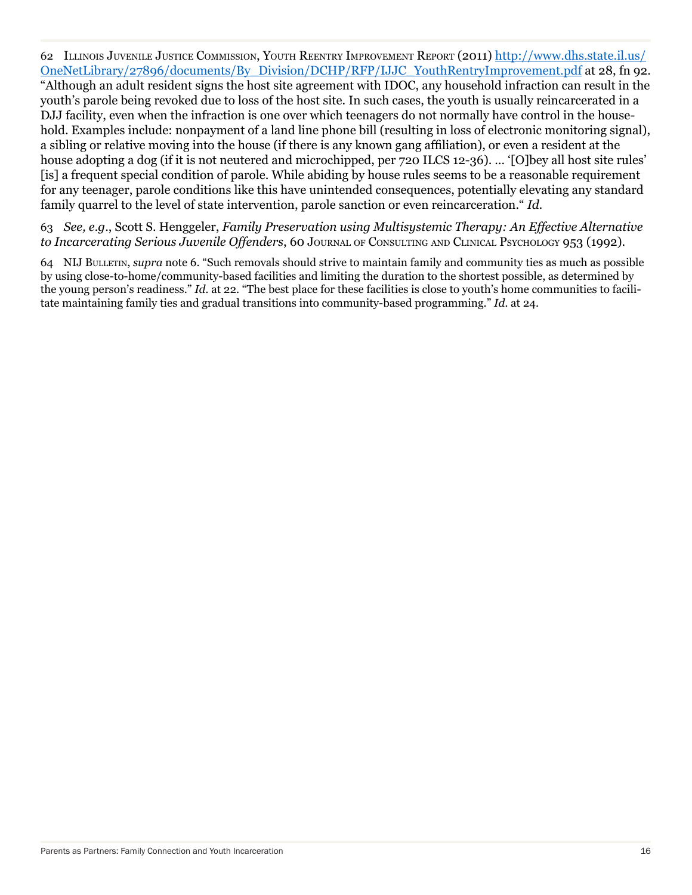62 Illinois Juvenile Justice Commission, Youth Reentry Improvement Report (2011) http://www.dhs.state.il.us/OneNetLibrary/27896/documents/By_Division/DCHP/RFP/IJJC_YouthRentryImprovement.pdf at 28, fn 92. "Although an adult resident signs the host site agreement with IDOC, any household infraction can result in the youth's parole being revoked due to loss of the host site. In such cases, the youth is usually reincarcerated in a DJJ facility, even when the infraction is one over which teenagers do not normally have control in the household. Examples include: nonpayment of a land line phone bill (resulting in loss of electronic monitoring signal), a sibling or relative moving into the house (if there is any known gang affiliation), or even a resident at the house adopting a dog (if it is not neutered and microchipped, per 720 ILCS 12-36). … '[O]bey all host site rules' [is] a frequent special condition of parole. While abiding by house rules seems to be a reasonable requirement for any teenager, parole conditions like this have unintended consequences, potentially elevating any standard family quarrel to the level of state intervention, parole sanction or even reincarceration." *Id.*

63 *See, e.g.*, Scott S. Henggeler, *Family Preservation using Multisystemic Therapy: An Effective Alternative to Incarcerating Serious Juvenile Offenders*, 60 Journal of Consulting and Clinical Psychology 953 (1992).

64 NIJ Bulletin, *supra* note 6. "Such removals should strive to maintain family and community ties as much as possible by using close-to-home/community-based facilities and limiting the duration to the shortest possible, as determined by the young person's readiness." *Id.* at 22. "The best place for these facilities is close to youth's home communities to facilitate maintaining family ties and gradual transitions into community-based programming." *Id.* at 24.